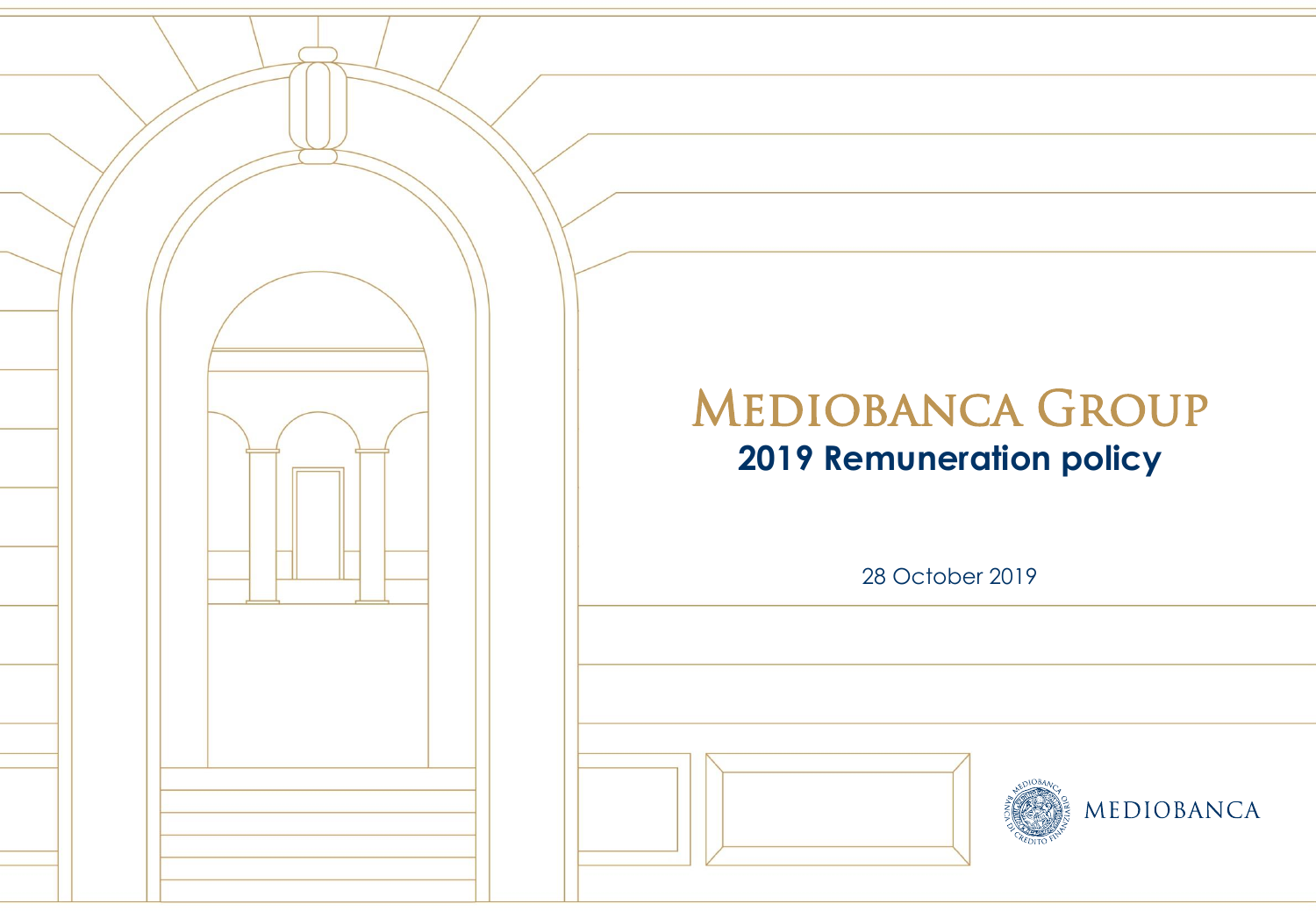# MEDIOBANCA GROUP

## 2019 Remuneration policy

28 October 2019

MEDIOBANCA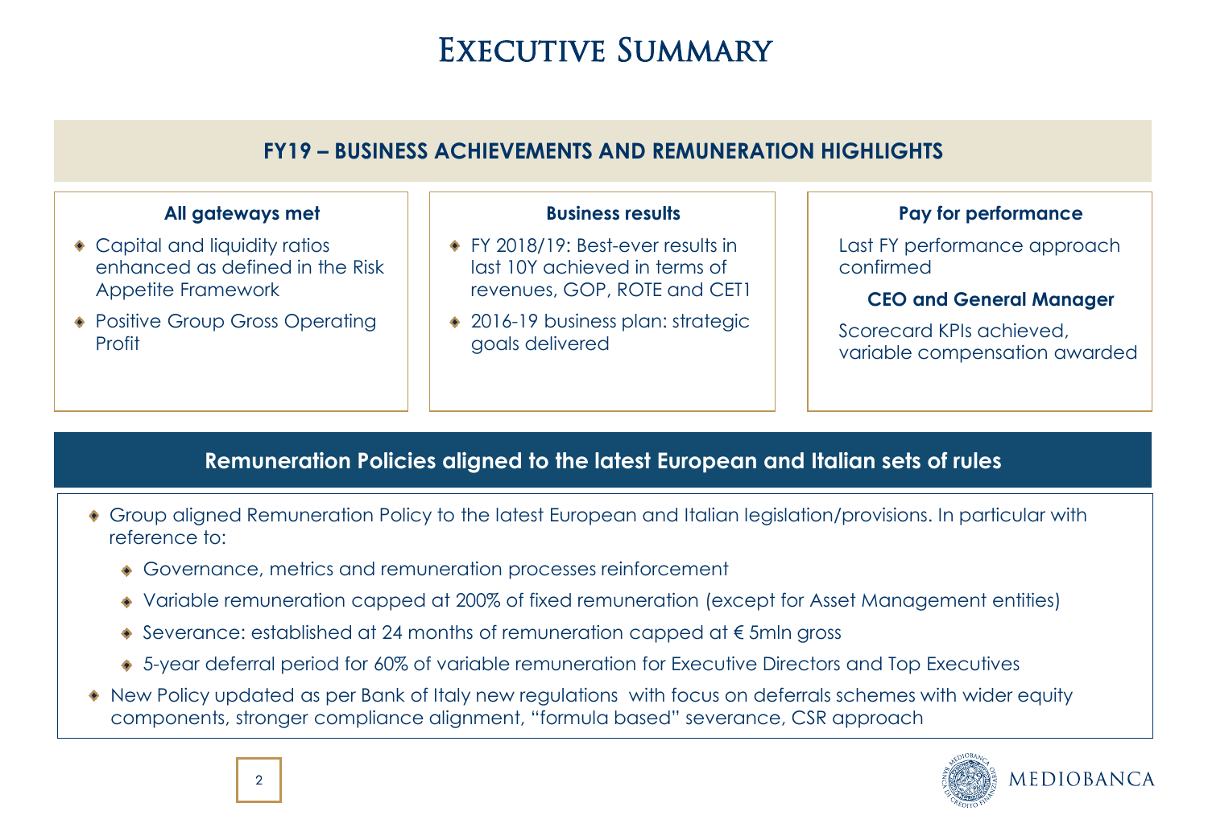# Executive Summary

## FY19 – BUSINESS ACHIEVEMENTS AND REMUNERATION HIGHLIGHTS

### All gateways met

- Capital and liquidity ratios enhanced as defined in the Risk Appetite Framework
- Positive Group Gross Operating Profit

### Business results

- FY 2018/19: Best-ever results in last 10Y achieved in terms of revenues, GOP, ROTE and CET1
- 2016-19 business plan: strategic goals delivered

### Pay for performance

Last FY performance approach confirmed

**CEO and General Manager**

Scorecard KPIs achieved, variable compensation awarded

## Remuneration Policies aligned to the latest European and Italian sets of rules

- Group aligned Remuneration Policy to the latest European and Italian legislation/provisions. In particular with reference to:
  - Governance, metrics and remuneration processes reinforcement
  - Variable remuneration capped at 200% of fixed remuneration (except for Asset Management entities)
  - Severance: established at 24 months of remuneration capped at € 5mln gross
  - 5-year deferral period for 60% of variable remuneration for Executive Directors and Top Executives
- New Policy updated as per Bank of Italy new regulations with focus on deferrals schemes with wider equity components, stronger compliance alignment, "formula based" severance, CSR approach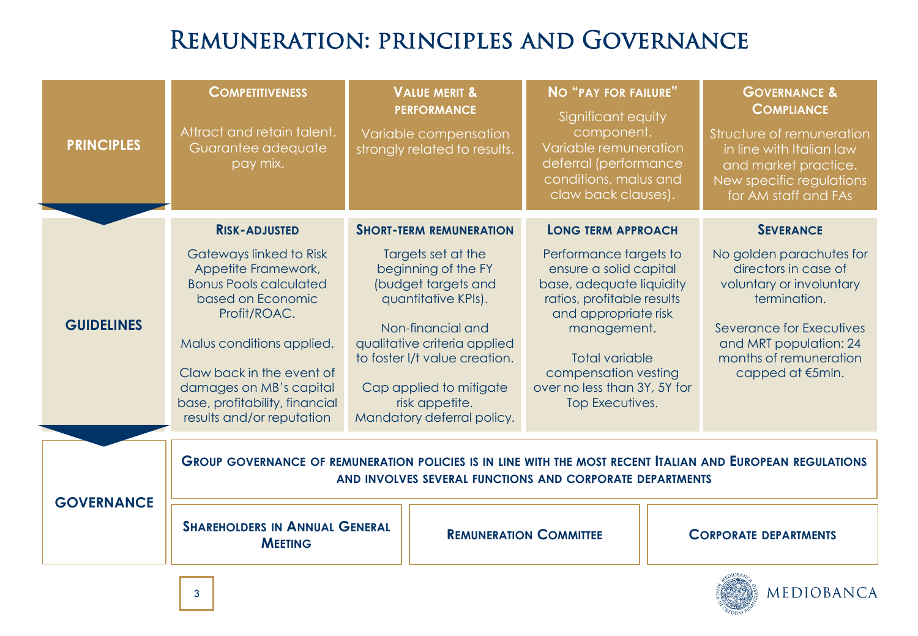# Remuneration: principles and Governance

## PRINCIPLES

| Competitiveness | Value merit & performance | No "pay for failure" | Governance & Compliance |
|---|---|---|---|
| Attract and retain talent. Guarantee adequate pay mix. | Variable compensation strongly related to results. | Significant equity component. Variable remuneration deferral (performance conditions, malus and claw back clauses). | Structure of remuneration in line with Italian law and market practice. New specific regulations for AM staff and FAs |

## GUIDELINES

| Risk-adjusted | Short-term remuneration | Long term approach | Severance |
|---|---|---|---|
| Gateways linked to Risk Appetite Framework, Bonus Pools calculated based on Economic Profit/ROAC.<br><br>Malus conditions applied.<br><br>Claw back in the event of damages on MB's capital base, profitability, financial results and/or reputation | Targets set at the beginning of the FY (budget targets and quantitative KPIs).<br><br>Non-financial and qualitative criteria applied to foster l/t value creation.<br><br>Cap applied to mitigate risk appetite. Mandatory deferral policy. | Performance targets to ensure a solid capital base, adequate liquidity ratios, profitable results and appropriate risk management.<br><br>Total variable compensation vesting over no less than 3Y, 5Y for Top Executives. | No golden parachutes for directors in case of voluntary or involuntary termination.<br><br>Severance for Executives and MRT population: 24 months of remuneration capped at €5mln. |

## GOVERNANCE

**Group governance of remuneration policies is in line with the most recent Italian and European regulations and involves several functions and corporate departments**

| Shareholders in Annual General Meeting | Remuneration Committee | Corporate departments |
|---|---|---|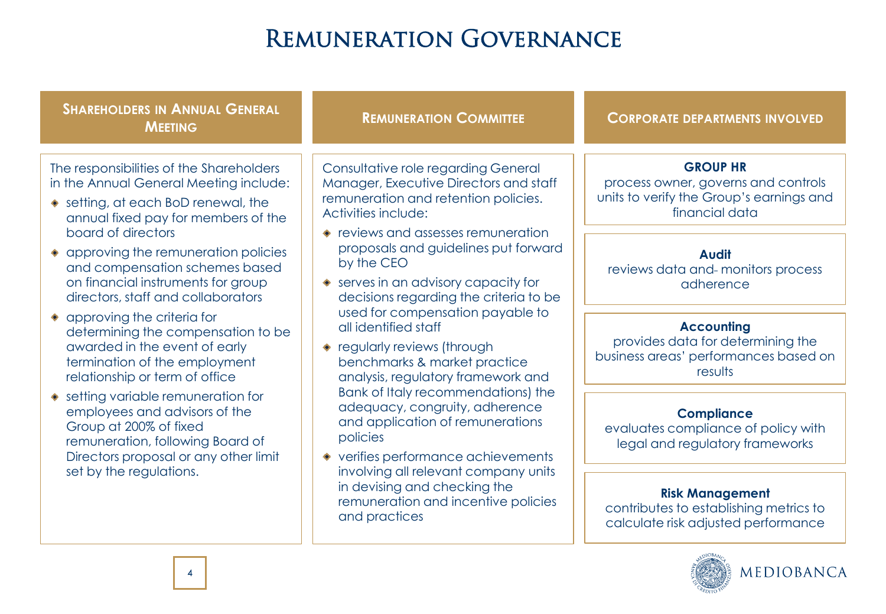# Remuneration Governance

## Shareholders in Annual General Meeting

The responsibilities of the Shareholders in the Annual General Meeting include:

- setting, at each BoD renewal, the annual fixed pay for members of the board of directors
- approving the remuneration policies and compensation schemes based on financial instruments for group directors, staff and collaborators
- approving the criteria for determining the compensation to be awarded in the event of early termination of the employment relationship or term of office
- setting variable remuneration for employees and advisors of the Group at 200% of fixed remuneration, following Board of Directors proposal or any other limit set by the regulations.

## Remuneration Committee

Consultative role regarding General Manager, Executive Directors and staff remuneration and retention policies. Activities include:

- reviews and assesses remuneration proposals and guidelines put forward by the CEO
- serves in an advisory capacity for decisions regarding the criteria to be used for compensation payable to all identified staff
- regularly reviews (through benchmarks & market practice analysis, regulatory framework and Bank of Italy recommendations) the adequacy, congruity, adherence and application of remunerations policies
- verifies performance achievements involving all relevant company units in devising and checking the remuneration and incentive policies and practices

## Corporate departments involved

**GROUP HR**
process owner, governs and controls units to verify the Group's earnings and financial data

**Audit**
reviews data and- monitors process adherence

**Accounting**
provides data for determining the business areas' performances based on results

**Compliance**
evaluates compliance of policy with legal and regulatory frameworks

**Risk Management**
contributes to establishing metrics to calculate risk adjusted performance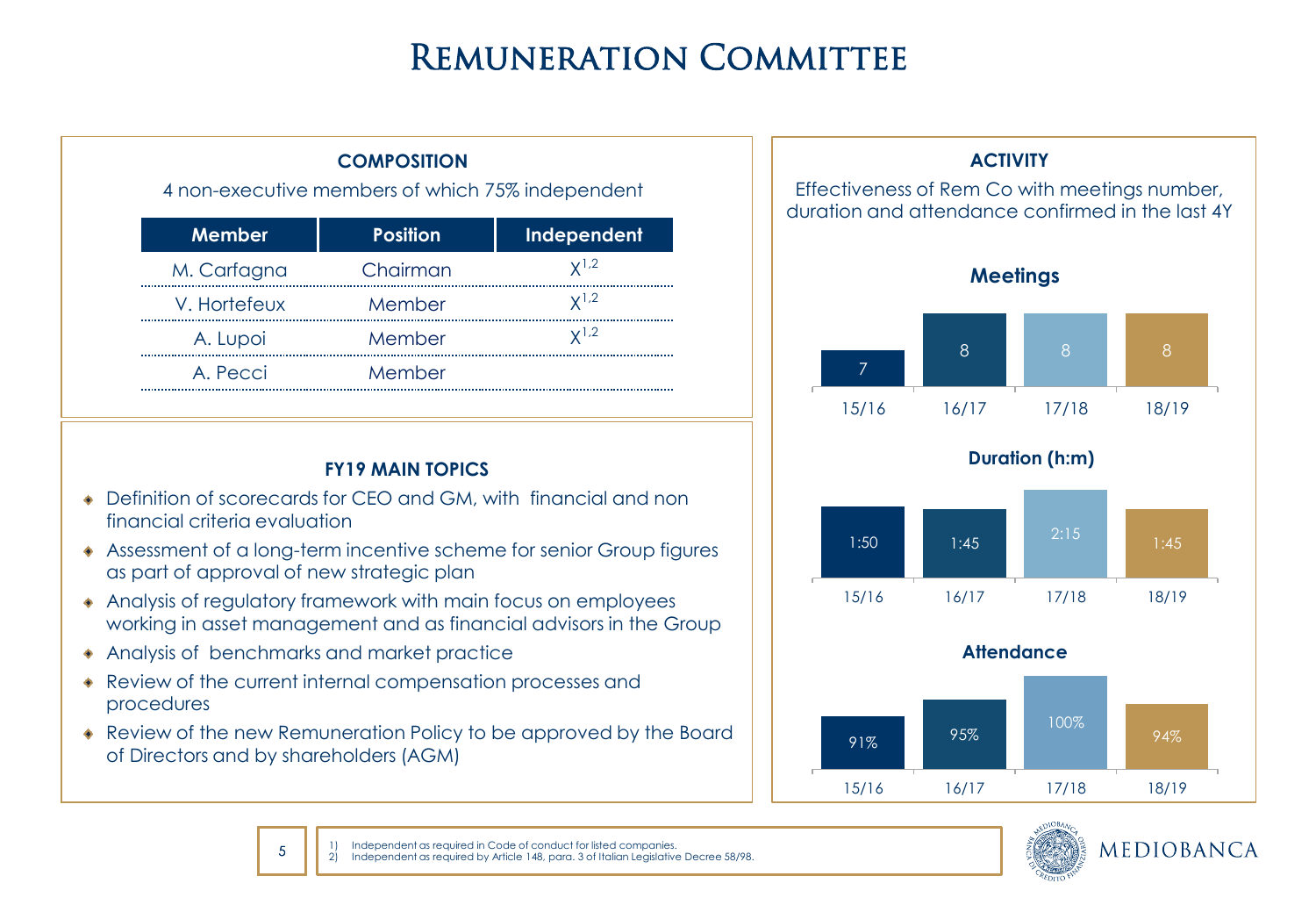# Remuneration Committee

## COMPOSITION

4 non-executive members of which 75% independent

| Member | Position | Independent |
|---|---|---|
| M. Carfagna | Chairman | X[1,2] |
| V. Hortefeux | Member | X[1,2] |
| A. Lupoi | Member | X[1,2] |
| A. Pecci | Member | |

## FY19 MAIN TOPICS

- Definition of scorecards for CEO and GM, with financial and non financial criteria evaluation
- Assessment of a long-term incentive scheme for senior Group figures as part of approval of new strategic plan
- Analysis of regulatory framework with main focus on employees working in asset management and as financial advisors in the Group
- Analysis of benchmarks and market practice
- Review of the current internal compensation processes and procedures
- Review of the new Remuneration Policy to be approved by the Board of Directors and by shareholders (AGM)

## ACTIVITY

Effectiveness of Rem Co with meetings number, duration and attendance confirmed in the last 4Y

**Meetings**

| 15/16 | 16/17 | 17/18 | 18/19 |
|---|---|---|---|
| 7 | 8 | 8 | 8 |

**Duration (h:m)**

| 15/16 | 16/17 | 17/18 | 18/19 |
|---|---|---|---|
| 1:50 | 1:45 | 2:15 | 1:45 |

**Attendance**

| 15/16 | 16/17 | 17/18 | 18/19 |
|---|---|---|---|
| 91% | 95% | 100% | 94% |

1) Independent as required in Code of conduct for listed companies.
2) Independent as required by Article 148, para. 3 of Italian Legislative Decree 58/98.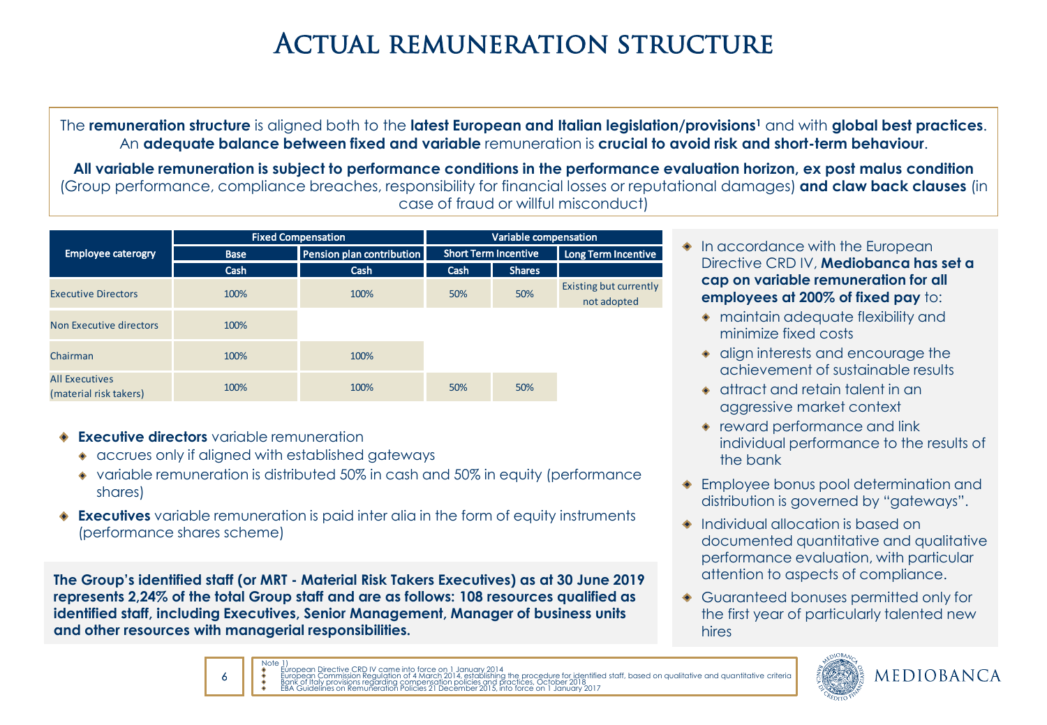# Actual remuneration structure

The **remuneration structure** is aligned both to the **latest European and Italian legislation/provisions**[1] and with **global best practices**. An **adequate balance between fixed and variable** remuneration is **crucial to avoid risk and short-term behaviour**.

**All variable remuneration is subject to performance conditions in the performance evaluation horizon, ex post malus condition** (Group performance, compliance breaches, responsibility for financial losses or reputational damages) **and claw back clauses** (in case of fraud or willful misconduct)

| Employee caterogry | Fixed Compensation | | Variable compensation | | |
|---|---|---|---|---|---|
| | Base | Pension plan contribution | Short Term Incentive | | Long Term Incentive |
| | Cash | Cash | Cash | Shares | |
| Executive Directors | 100% | 100% | 50% | 50% | Existing but currently not adopted |
| Non Executive directors | 100% | | | | |
| Chairman | 100% | 100% | | | |
| All Executives (material risk takers) | 100% | 100% | 50% | 50% | |

- **Executive directors** variable remuneration
  - accrues only if aligned with established gateways
  - variable remuneration is distributed 50% in cash and 50% in equity (performance shares)
- **Executives** variable remuneration is paid inter alia in the form of equity instruments (performance shares scheme)

**The Group's identified staff (or MRT - Material Risk Takers Executives) as at 30 June 2019 represents 2,24% of the total Group staff and are as follows: 108 resources qualified as identified staff, including Executives, Senior Management, Manager of business units and other resources with managerial responsibilities.**

- In accordance with the European Directive CRD IV, **Mediobanca has set a cap on variable remuneration for all employees at 200% of fixed pay** to:
  - maintain adequate flexibility and minimize fixed costs
  - align interests and encourage the achievement of sustainable results
  - attract and retain talent in an aggressive market context
  - reward performance and link individual performance to the results of the bank
- Employee bonus pool determination and distribution is governed by "gateways".
- Individual allocation is based on documented quantitative and qualitative performance evaluation, with particular attention to aspects of compliance.
- Guaranteed bonuses permitted only for the first year of particularly talented new hires

Note 1)
- European Directive CRD IV came into force on 1 January 2014
- European Commission Regulation of 4 March 2014, establishing the procedure for identified staff, based on qualitative and quantitative criteria
- Bank of Italy provisions regarding compensation policies and practices, October 2018
- EBA Guidelines on Remuneration Policies 21 December 2015, into force on 1 January 2017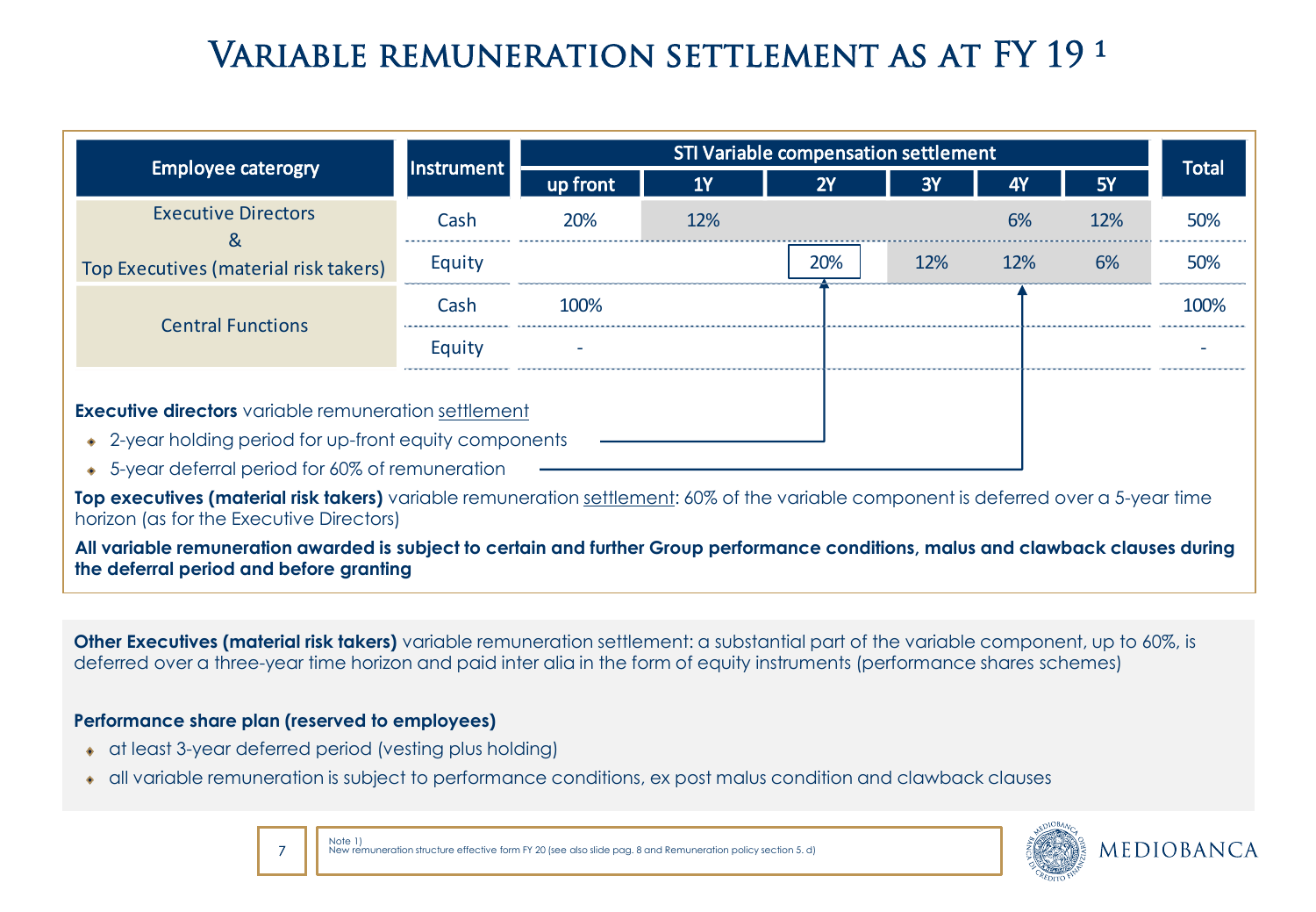# Variable remuneration settlement as at FY 19 [1]

| Employee caterogry | Instrument | STI Variable compensation settlement | | | | | | Total |
|---|---|---|---|---|---|---|---|---|
| | | up front | 1Y | 2Y | 3Y | 4Y | 5Y | |
| Executive Directors & Top Executives (material risk takers) | Cash | 20% | 12% | | | 6% | 12% | 50% |
| | Equity | | | 20% | 12% | 12% | 6% | 50% |
| Central Functions | Cash | 100% | | | | | | 100% |
| | Equity | - | | | | | | - |

**Executive directors** variable remuneration settlement

- 2-year holding period for up-front equity components
- 5-year deferral period for 60% of remuneration

**Top executives (material risk takers)** variable remuneration settlement: 60% of the variable component is deferred over a 5-year time horizon (as for the Executive Directors)

**All variable remuneration awarded is subject to certain and further Group performance conditions, malus and clawback clauses during the deferral period and before granting**

**Other Executives (material risk takers)** variable remuneration settlement: a substantial part of the variable component, up to 60%, is deferred over a three-year time horizon and paid inter alia in the form of equity instruments (performance shares schemes)

**Performance share plan (reserved to employees)**

- at least 3-year deferred period (vesting plus holding)
- all variable remuneration is subject to performance conditions, ex post malus condition and clawback clauses

Note 1)
New remuneration structure effective form FY 20 (see also slide pag. 8 and Remuneration policy section 5. d)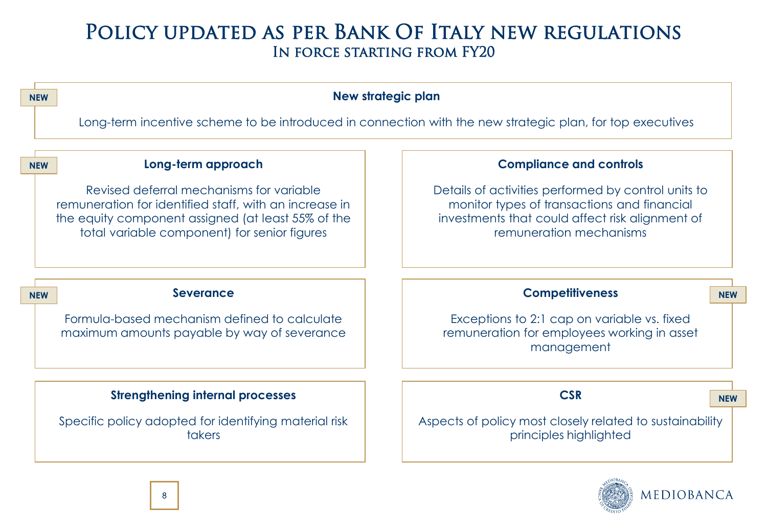# Policy updated as per Bank Of Italy new regulations

## In force starting from FY20

### New strategic plan

NEW

Long-term incentive scheme to be introduced in connection with the new strategic plan, for top executives

### Long-term approach

NEW

Revised deferral mechanisms for variable remuneration for identified staff, with an increase in the equity component assigned (at least 55% of the total variable component) for senior figures

### Compliance and controls

Details of activities performed by control units to monitor types of transactions and financial investments that could affect risk alignment of remuneration mechanisms

### Severance

NEW

Formula-based mechanism defined to calculate maximum amounts payable by way of severance

### Competitiveness

NEW

Exceptions to 2:1 cap on variable vs. fixed remuneration for employees working in asset management

### Strengthening internal processes

Specific policy adopted for identifying material risk takers

### CSR

NEW

Aspects of policy most closely related to sustainability principles highlighted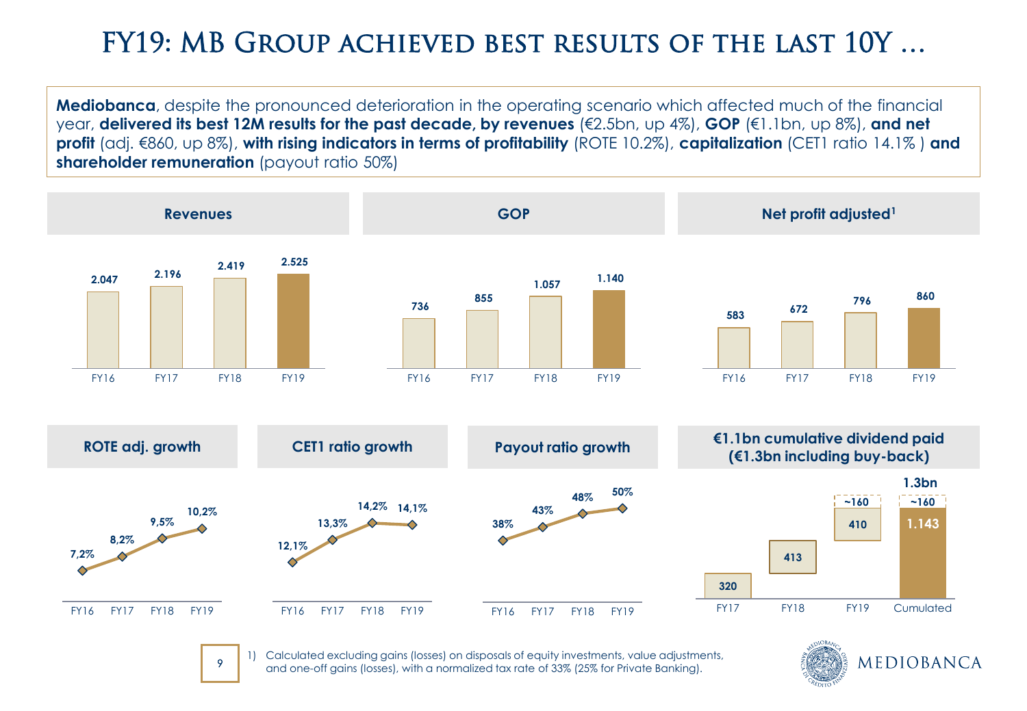# FY19: MB Group achieved best results of the last 10Y …

**Mediobanca**, despite the pronounced deterioration in the operating scenario which affected much of the financial year, **delivered its best 12M results for the past decade, by revenues** (€2.5bn, up 4%), **GOP** (€1.1bn, up 8%), **and net profit** (adj. €860, up 8%), **with rising indicators in terms of profitability** (ROTE 10.2%), **capitalization** (CET1 ratio 14.1% ) **and shareholder remuneration** (payout ratio 50%)

### Revenues

| FY16 | FY17 | FY18 | FY19 |
|---|---|---|---|
| 2.047 | 2.196 | 2.419 | 2.525 |

### GOP

| FY16 | FY17 | FY18 | FY19 |
|---|---|---|---|
| 736 | 855 | 1.057 | 1.140 |

### Net profit adjusted[1]

| FY16 | FY17 | FY18 | FY19 |
|---|---|---|---|
| 583 | 672 | 796 | 860 |

### ROTE adj. growth

| FY16 | FY17 | FY18 | FY19 |
|---|---|---|---|
| 7,2% | 8,2% | 9,5% | 10,2% |

### CET1 ratio growth

| FY16 | FY17 | FY18 | FY19 |
|---|---|---|---|
| 12,1% | 13,3% | 14,2% | 14,1% |

### Payout ratio growth

| FY16 | FY17 | FY18 | FY19 |
|---|---|---|---|
| 38% | 43% | 48% | 50% |

### €1.1bn cumulative dividend paid (€1.3bn including buy-back)

| | FY17 | FY18 | FY19 | Cumulated |
|---|---|---|---|---|
| Dividend | 320 | 413 | 410 | 1.143 |
| Buy-back | | | ~160 | ~160 |
| Total | | | | 1.3bn |

1) Calculated excluding gains (losses) on disposals of equity investments, value adjustments, and one-off gains (losses), with a normalized tax rate of 33% (25% for Private Banking).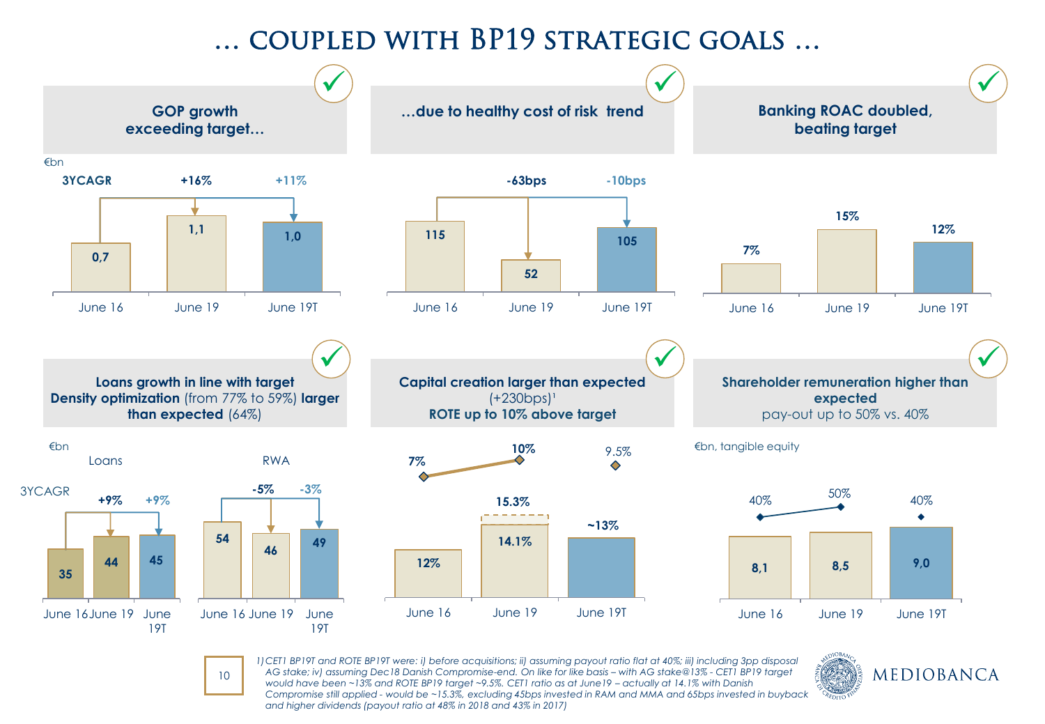# … COUPLED WITH BP19 STRATEGIC GOALS …

## GOP growth exceeding target…

€bn

| 3YCAGR | June 16 | June 19 | June 19T |
|---|---|---|---|
| | 0,7 | 1,1 | 1,0 |
| 3YCAGR vs June 16 | | +16% | +11% |

## …due to healthy cost of risk trend

| | June 16 | June 19 | June 19T |
|---|---|---|---|
| | 115 | 52 | 105 |
| Change vs June 16 | | -63bps | -10bps |

## Banking ROAC doubled, beating target

| | June 16 | June 19 | June 19T |
|---|---|---|---|
| | 7% | 15% | 12% |

## Loans growth in line with target Density optimization (from 77% to 59%) larger than expected (64%)

€bn

| | Loans June 16 | Loans June 19 | Loans June 19T | RWA June 16 | RWA June 19 | RWA June 19T |
|---|---|---|---|---|---|---|
| | 35 | 44 | 45 | 54 | 46 | 49 |
| 3YCAGR | | +9% | +9% | | -5% | -3% |

## Capital creation larger than expected (+230bps)[1] ROTE up to 10% above target

| | June 16 | June 19 | June 19T |
|---|---|---|---|
| CET1 | 12% | 14.1% (15.3%) | ~13% |
| ROTE | 7% | 10% | 9.5% |

## Shareholder remuneration higher than expected pay-out up to 50% vs. 40%

€bn, tangible equity

| | June 16 | June 19 | June 19T |
|---|---|---|---|
| Tangible equity | 8,1 | 8,5 | 9,0 |
| Pay-out | 40% | 50% | 40% |

*1) CET1 BP19T and ROTE BP19T were: i) before acquisitions; ii) assuming payout ratio flat at 40%; iii) including 3pp disposal AG stake; iv) assuming Dec18 Danish Compromise-end. On like for like basis – with AG stake@13% - CET1 BP19 target would have been ~13% and ROTE BP19 target ~9.5%. CET1 ratio as at June19 – actually at 14.1% with Danish Compromise still applied - would be ~15.3%, excluding 45bps invested in RAM and MMA and 65bps invested in buyback and higher dividends (payout ratio at 48% in 2018 and 43% in 2017)*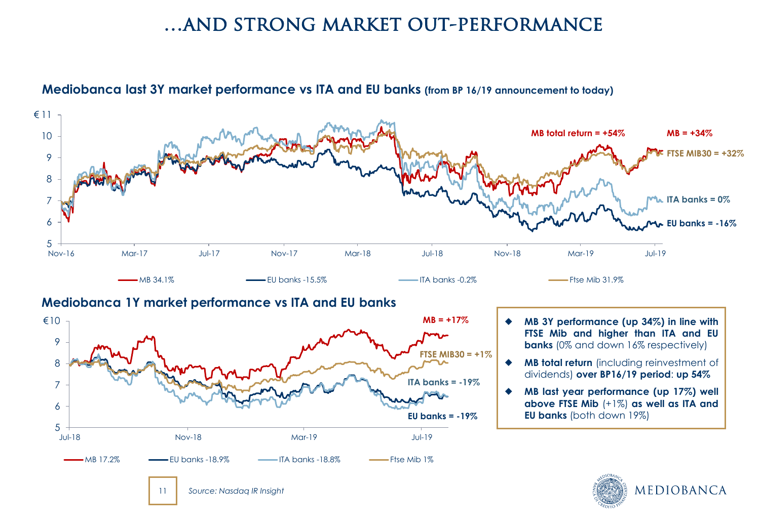# …AND STRONG MARKET OUT-PERFORMANCE

**Mediobanca last 3Y market performance vs ITA and EU banks (from BP 16/19 announcement to today)**

MB total return = +54%

MB = +34%

FTSE MIB30 = +32%

ITA banks = 0%

EU banks = -16%

MB 34.1% — EU banks -15.5% — ITA banks -0.2% — Ftse Mib 31.9%

**Mediobanca 1Y market performance vs ITA and EU banks**

MB = +17%

FTSE MIB30 = +1%

ITA banks = -19%

EU banks = -19%

MB 17.2% — EU banks -18.9% — ITA banks -18.8% — Ftse Mib 1%

- **MB 3Y performance (up 34%) in line with FTSE Mib and higher than ITA and EU banks** (0% and down 16% respectively)
- **MB total return** (including reinvestment of dividends) **over BP16/19 period**: **up 54%**
- **MB last year performance (up 17%) well above FTSE Mib** (+1%) **as well as ITA and EU banks** (both down 19%)

*Source: Nasdaq IR Insight*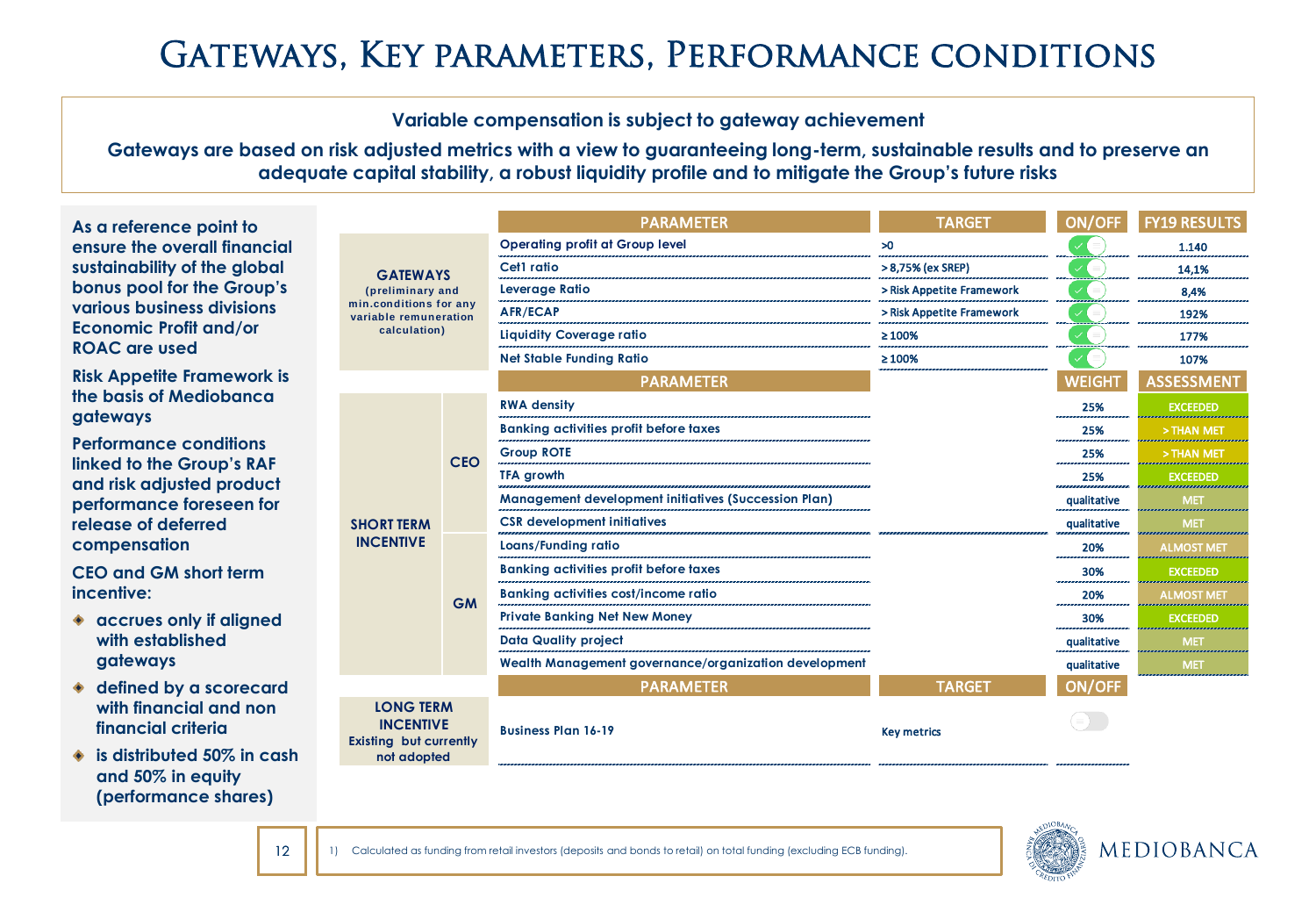# Gateways, Key parameters, Performance conditions

**Variable compensation is subject to gateway achievement**

**Gateways are based on risk adjusted metrics with a view to guaranteeing long-term, sustainable results and to preserve an adequate capital stability, a robust liquidity profile and to mitigate the Group's future risks**

**As a reference point to ensure the overall financial sustainability of the global bonus pool for the Group's various business divisions Economic Profit and/or ROAC are used**

**Risk Appetite Framework is the basis of Mediobanca gateways**

**Performance conditions linked to the Group's RAF and risk adjusted product performance foreseen for release of deferred compensation**

**CEO and GM short term incentive:**

- **accrues only if aligned with established gateways**
- **defined by a scorecard with financial and non financial criteria**
- **is distributed 50% in cash and 50% in equity (performance shares)**

| | | PARAMETER | TARGET | ON/OFF | FY19 RESULTS |
|---|---|---|---|---|---|
| **GATEWAYS** (preliminary and min.conditions for any variable remuneration calculation) | | Operating profit at Group level | >0 | ON | 1.140 |
| | | Cet1 ratio | > 8,75% (ex SREP) | ON | 14,1% |
| | | Leverage Ratio | > Risk Appetite Framework | ON | 8,4% |
| | | AFR/ECAP | > Risk Appetite Framework | ON | 192% |
| | | Liquidity Coverage ratio | ≥ 100% | ON | 177% |
| | | Net Stable Funding Ratio | ≥ 100% | ON | 107% |

| | | PARAMETER | WEIGHT | ASSESSMENT |
|---|---|---|---|---|
| **SHORT TERM INCENTIVE** | **CEO** | RWA density | 25% | EXCEEDED |
| | | Banking activities profit before taxes | 25% | > THAN MET |
| | | Group ROTE | 25% | > THAN MET |
| | | TFA growth | 25% | EXCEEDED |
| | | Management development initiatives (Succession Plan) | qualitative | MET |
| | | CSR development initiatives | qualitative | MET |
| | **GM** | Loans/Funding ratio | 20% | ALMOST MET |
| | | Banking activities profit before taxes | 30% | EXCEEDED |
| | | Banking activities cost/income ratio | 20% | ALMOST MET |
| | | Private Banking Net New Money | 30% | EXCEEDED |
| | | Data Quality project | qualitative | MET |
| | | Wealth Management governance/organization development | qualitative | MET |

| | PARAMETER | TARGET | ON/OFF |
|---|---|---|---|
| **LONG TERM INCENTIVE** Existing but currently not adopted | Business Plan 16-19 | Key metrics | OFF |

1) Calculated as funding from retail investors (deposits and bonds to retail) on total funding (excluding ECB funding).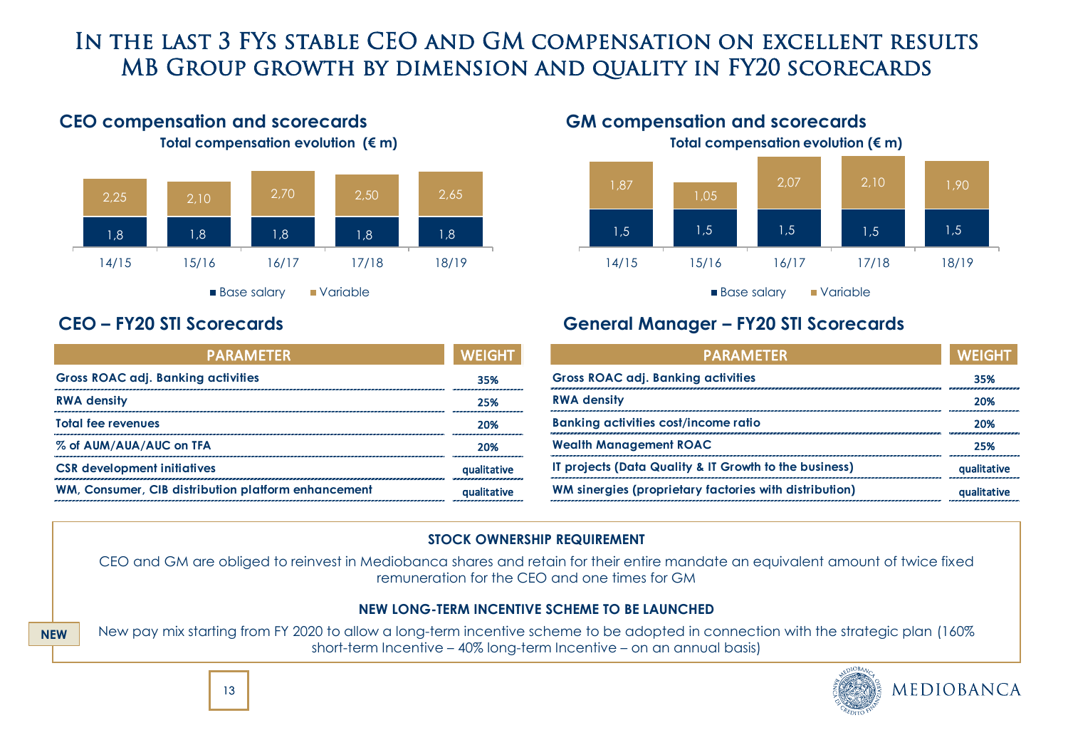# In the last 3 FYs stable CEO and GM compensation on excellent results MB Group growth by dimension and quality in FY20 scorecards

## CEO compensation and scorecards

**Total compensation evolution (€ m)**

| | 14/15 | 15/16 | 16/17 | 17/18 | 18/19 |
|---|---|---|---|---|---|
| Base salary | 1,8 | 1,8 | 1,8 | 1,8 | 1,8 |
| Variable | 2,25 | 2,10 | 2,70 | 2,50 | 2,65 |

## GM compensation and scorecards

**Total compensation evolution (€ m)**

| | 14/15 | 15/16 | 16/17 | 17/18 | 18/19 |
|---|---|---|---|---|---|
| Base salary | 1,5 | 1,5 | 1,5 | 1,5 | 1,5 |
| Variable | 1,87 | 1,05 | 2,07 | 2,10 | 1,90 |

## CEO – FY20 STI Scorecards

| PARAMETER | WEIGHT |
|---|---|
| **Gross ROAC adj. Banking activities** | **35%** |
| **RWA density** | **25%** |
| **Total fee revenues** | **20%** |
| **% of AUM/AUA/AUC on TFA** | **20%** |
| **CSR development initiatives** | **qualitative** |
| **WM, Consumer, CIB distribution platform enhancement** | **qualitative** |

## General Manager – FY20 STI Scorecards

| PARAMETER | WEIGHT |
|---|---|
| **Gross ROAC adj. Banking activities** | **35%** |
| **RWA density** | **20%** |
| **Banking activities cost/income ratio** | **20%** |
| **Wealth Management ROAC** | **25%** |
| **IT projects (Data Quality & IT Growth to the business)** | **qualitative** |
| **WM sinergies (proprietary factories with distribution)** | **qualitative** |

**STOCK OWNERSHIP REQUIREMENT**

CEO and GM are obliged to reinvest in Mediobanca shares and retain for their entire mandate an equivalent amount of twice fixed remuneration for the CEO and one times for GM

**NEW LONG-TERM INCENTIVE SCHEME TO BE LAUNCHED**

**NEW** New pay mix starting from FY 2020 to allow a long-term incentive scheme to be adopted in connection with the strategic plan (160% short-term Incentive – 40% long-term Incentive – on an annual basis)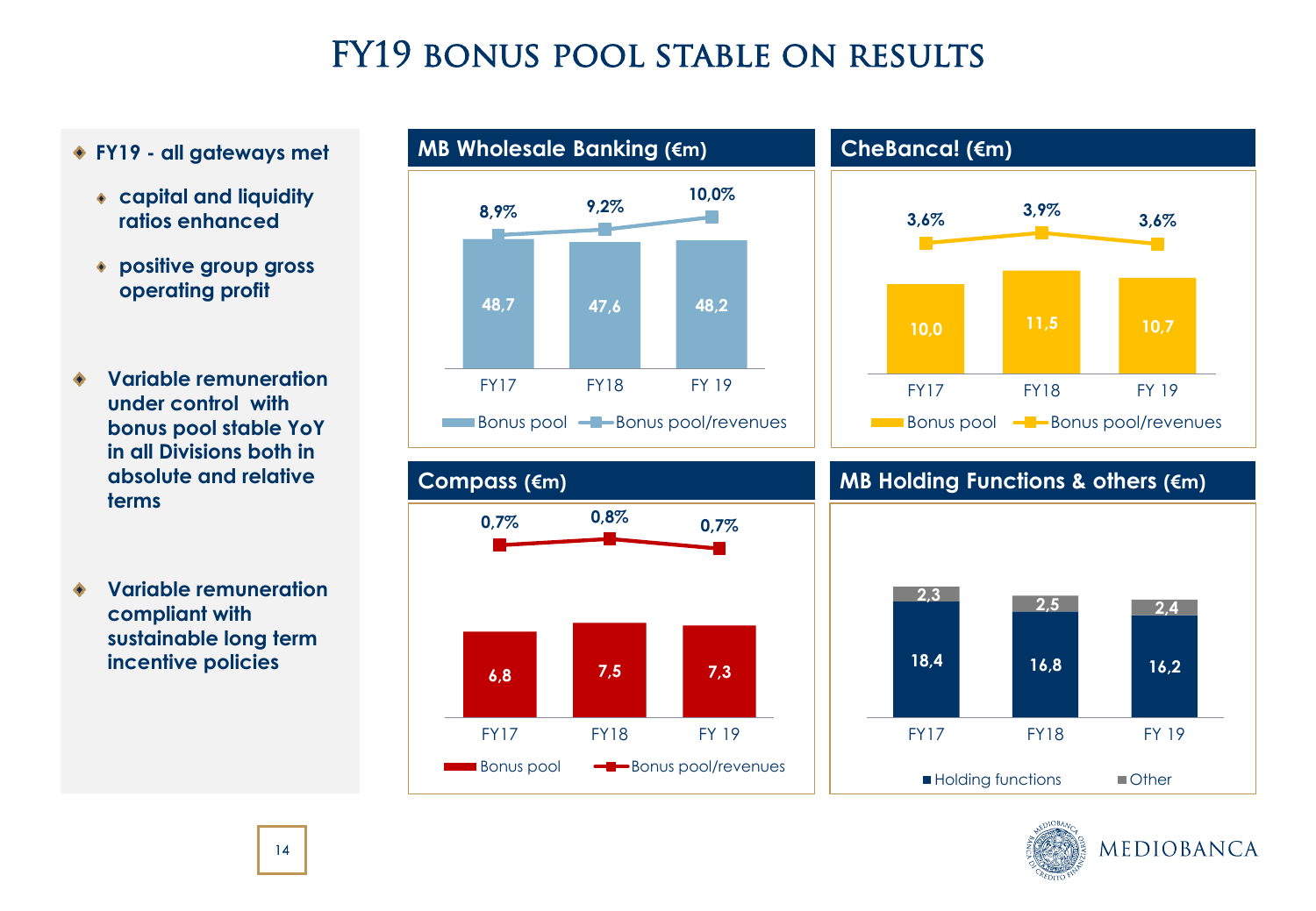# FY19 bonus pool stable on results

- **FY19 - all gateways met**
  - **capital and liquidity ratios enhanced**
  - **positive group gross operating profit**
- **Variable remuneration under control with bonus pool stable YoY in all Divisions both in absolute and relative terms**
- **Variable remuneration compliant with sustainable long term incentive policies**

## MB Wholesale Banking (€m)

| | FY17 | FY18 | FY 19 |
|---|---|---|---|
| Bonus pool | 48,7 | 47,6 | 48,2 |
| Bonus pool/revenues | 8,9% | 9,2% | 10,0% |

## CheBanca! (€m)

| | FY17 | FY18 | FY 19 |
|---|---|---|---|
| Bonus pool | 10,0 | 11,5 | 10,7 |
| Bonus pool/revenues | 3,6% | 3,9% | 3,6% |

## Compass (€m)

| | FY17 | FY18 | FY 19 |
|---|---|---|---|
| Bonus pool | 6,8 | 7,5 | 7,3 |
| Bonus pool/revenues | 0,7% | 0,8% | 0,7% |

## MB Holding Functions & others (€m)

| | FY17 | FY18 | FY 19 |
|---|---|---|---|
| Holding functions | 18,4 | 16,8 | 16,2 |
| Other | 2,3 | 2,5 | 2,4 |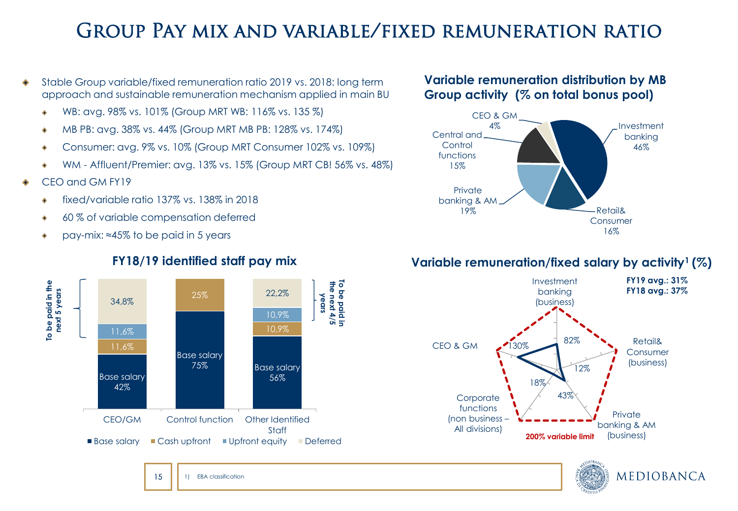# Group Pay mix and variable/fixed remuneration ratio

- Stable Group variable/fixed remuneration ratio 2019 vs. 2018: long term approach and sustainable remuneration mechanism applied in main BU
  - WB: avg. 98% vs. 101% (Group MRT WB: 116% vs. 135 %)
  - MB PB: avg. 38% vs. 44% (Group MRT MB PB: 128% vs. 174%)
  - Consumer: avg. 9% vs. 10% (Group MRT Consumer 102% vs. 109%)
  - WM - Affluent/Premier: avg. 13% vs. 15% (Group MRT CB! 56% vs. 48%)
- CEO and GM FY19
  - fixed/variable ratio 137% vs. 138% in 2018
  - 60 % of variable compensation deferred
  - pay-mix: ≈45% to be paid in 5 years

### FY18/19 identified staff pay mix

To be paid in the next 5 years

To be paid in the next 4/5 years

CEO/GM: Base salary 42%, 11,6%, 11,6%, 34,8%

Control function: Base salary 75%, 25%

Other Identified Staff: Base salary 56%, 10,9%, 10,9%, 22,2%

■ Base salary ■ Cash upfront ■ Upfront equity ■ Deferred

### Variable remuneration distribution by MB Group activity (% on total bonus pool)

Investment banking 46%

Retail& Consumer 16%

Private banking & AM 19%

Central and Control functions 15%

CEO & GM 4%

### Variable remuneration/fixed salary by activity[1] (%)

FY19 avg.: 31%

FY18 avg.: 37%

Investment banking (business) 82%

Retail& Consumer (business) 12%

Private banking & AM (business) 43%

Corporate functions (non business – All divisions) 18%

CEO & GM 130%

200% variable limit

1) EBA classification